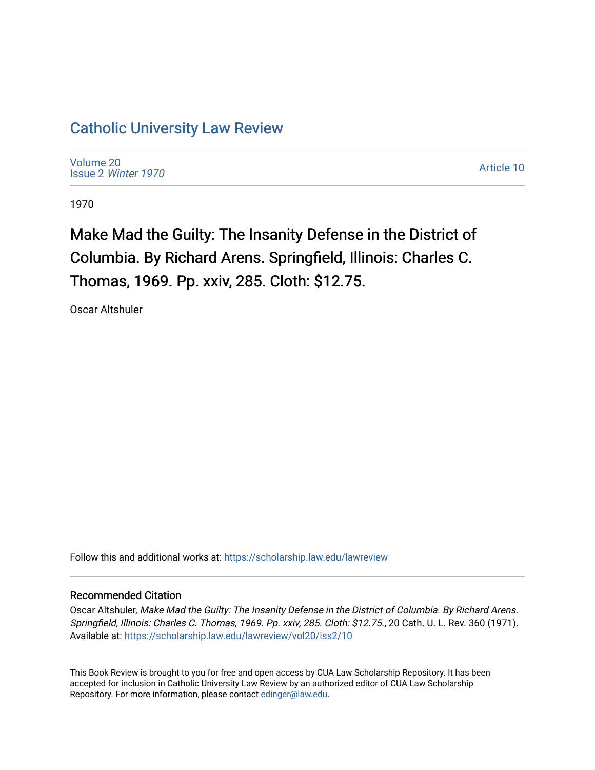# Catholic University Law Review

Volume 20
Issue 2 *Winter 1970*

Article 10

1970

## Make Mad the Guilty: The Insanity Defense in the District of Columbia. By Richard Arens. Springfield, Illinois: Charles C. Thomas, 1969. Pp. xxiv, 285. Cloth: $12.75.

Oscar Altshuler

Follow this and additional works at: https://scholarship.law.edu/lawreview

### Recommended Citation

Oscar Altshuler, *Make Mad the Guilty: The Insanity Defense in the District of Columbia. By Richard Arens. Springfield, Illinois: Charles C. Thomas, 1969. Pp. xxiv, 285. Cloth: $12.75.*, 20 Cath. U. L. Rev. 360 (1971).
Available at: https://scholarship.law.edu/lawreview/vol20/iss2/10

This Book Review is brought to you for free and open access by CUA Law Scholarship Repository. It has been accepted for inclusion in Catholic University Law Review by an authorized editor of CUA Law Scholarship Repository. For more information, please contact edinger@law.edu.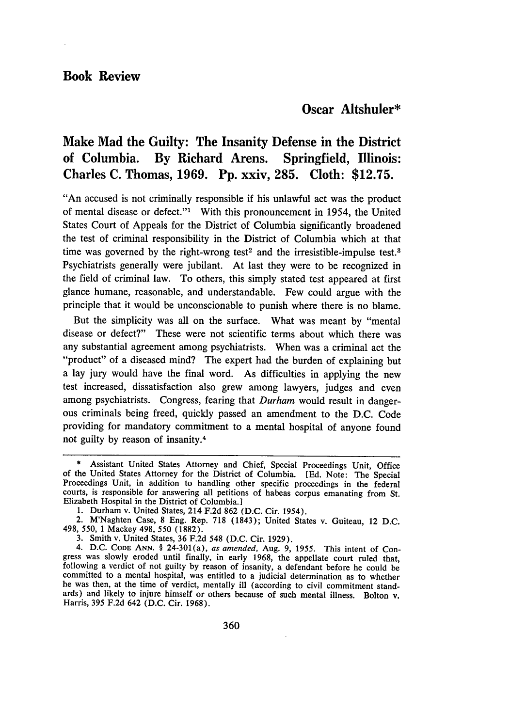## Book Review

### Oscar Altshuler*

## Make Mad the Guilty: The Insanity Defense in the District of Columbia. By Richard Arens. Springfield, Illinois: Charles C. Thomas, 1969. Pp. xxiv, 285. Cloth: $12.75.

"An accused is not criminally responsible if his unlawful act was the product of mental disease or defect."[1] With this pronouncement in 1954, the United States Court of Appeals for the District of Columbia significantly broadened the test of criminal responsibility in the District of Columbia which at that time was governed by the right-wrong test[2] and the irresistible-impulse test.[3] Psychiatrists generally were jubilant. At last they were to be recognized in the field of criminal law. To others, this simply stated test appeared at first glance humane, reasonable, and understandable. Few could argue with the principle that it would be unconscionable to punish where there is no blame.

But the simplicity was all on the surface. What was meant by "mental disease or defect?" These were not scientific terms about which there was any substantial agreement among psychiatrists. When was a criminal act the "product" of a diseased mind? The expert had the burden of explaining but a lay jury would have the final word. As difficulties in applying the new test increased, dissatisfaction also grew among lawyers, judges and even among psychiatrists. Congress, fearing that *Durham* would result in dangerous criminals being freed, quickly passed an amendment to the D.C. Code providing for mandatory commitment to a mental hospital of anyone found not guilty by reason of insanity.[4]

---

\* Assistant United States Attorney and Chief, Special Proceedings Unit, Office of the United States Attorney for the District of Columbia. [Ed. Note: The Special Proceedings Unit, in addition to handling other specific proceedings in the federal courts, is responsible for answering all petitions of habeas corpus emanating from St. Elizabeth Hospital in the District of Columbia.]

1. Durham v. United States, 214 F.2d 862 (D.C. Cir. 1954).

2. M'Naghten Case, 8 Eng. Rep. 718 (1843); United States v. Guiteau, 12 D.C. 498, 550, 1 Mackey 498, 550 (1882).

3. Smith v. United States, 36 F.2d 548 (D.C. Cir. 1929).

4. D.C. CODE ANN. § 24-301(a), *as amended*, Aug. 9, 1955. This intent of Congress was slowly eroded until finally, in early 1968, the appellate court ruled that, following a verdict of not guilty by reason of insanity, a defendant before he could be committed to a mental hospital, was entitled to a judicial determination as to whether he was then, at the time of verdict, mentally ill (according to civil commitment standards) and likely to injure himself or others because of such mental illness. Bolton v. Harris, 395 F.2d 642 (D.C. Cir. 1968).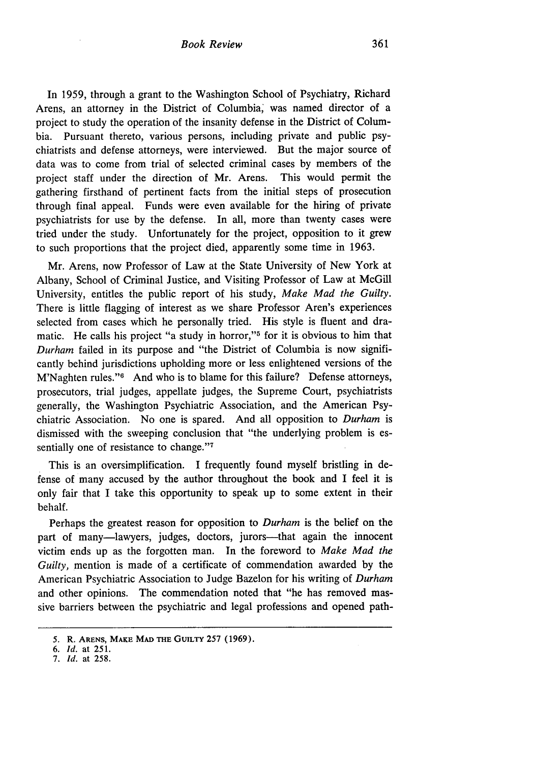In 1959, through a grant to the Washington School of Psychiatry, Richard Arens, an attorney in the District of Columbia, was named director of a project to study the operation of the insanity defense in the District of Columbia. Pursuant thereto, various persons, including private and public psychiatrists and defense attorneys, were interviewed. But the major source of data was to come from trial of selected criminal cases by members of the project staff under the direction of Mr. Arens. This would permit the gathering firsthand of pertinent facts from the initial steps of prosecution through final appeal. Funds were even available for the hiring of private psychiatrists for use by the defense. In all, more than twenty cases were tried under the study. Unfortunately for the project, opposition to it grew to such proportions that the project died, apparently some time in 1963.

Mr. Arens, now Professor of Law at the State University of New York at Albany, School of Criminal Justice, and Visiting Professor of Law at McGill University, entitles the public report of his study, *Make Mad the Guilty*. There is little flagging of interest as we share Professor Aren's experiences selected from cases which he personally tried. His style is fluent and dramatic. He calls his project "a study in horror,"[5] for it is obvious to him that *Durham* failed in its purpose and "the District of Columbia is now significantly behind jurisdictions upholding more or less enlightened versions of the M'Naghten rules."[6] And who is to blame for this failure? Defense attorneys, prosecutors, trial judges, appellate judges, the Supreme Court, psychiatrists generally, the Washington Psychiatric Association, and the American Psychiatric Association. No one is spared. And all opposition to *Durham* is dismissed with the sweeping conclusion that "the underlying problem is essentially one of resistance to change."[7]

This is an oversimplification. I frequently found myself bristling in defense of many accused by the author throughout the book and I feel it is only fair that I take this opportunity to speak up to some extent in their behalf.

Perhaps the greatest reason for opposition to *Durham* is the belief on the part of many—lawyers, judges, doctors, jurors—that again the innocent victim ends up as the forgotten man. In the foreword to *Make Mad the Guilty*, mention is made of a certificate of commendation awarded by the American Psychiatric Association to Judge Bazelon for his writing of *Durham* and other opinions. The commendation noted that "he has removed massive barriers between the psychiatric and legal professions and opened path-

---

5. R. ARENS, MAKE MAD THE GUILTY 257 (1969).
6. *Id.* at 251.
7. *Id.* at 258.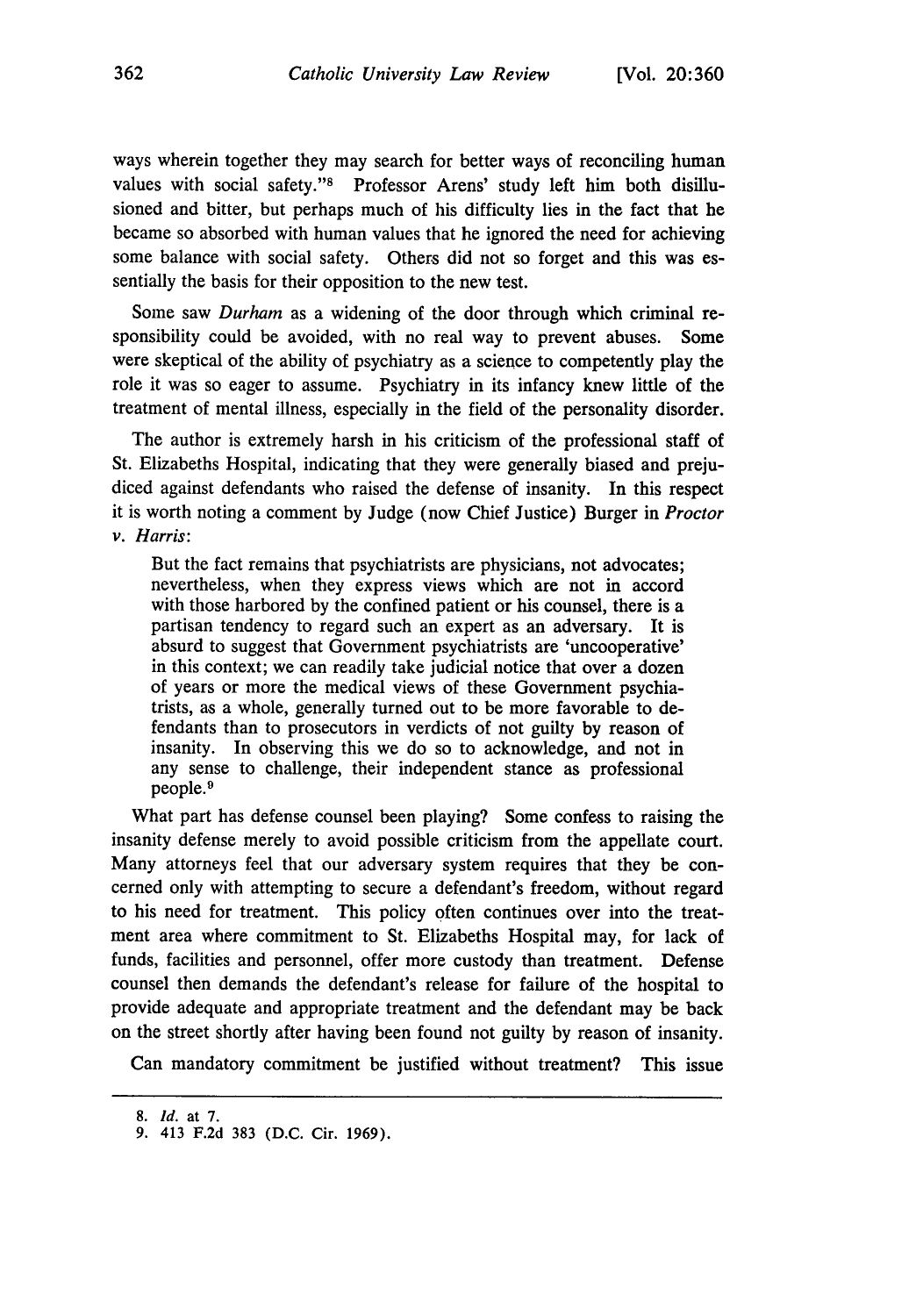ways wherein together they may search for better ways of reconciling human values with social safety."[8] Professor Arens' study left him both disillusioned and bitter, but perhaps much of his difficulty lies in the fact that he became so absorbed with human values that he ignored the need for achieving some balance with social safety. Others did not so forget and this was essentially the basis for their opposition to the new test.

Some saw *Durham* as a widening of the door through which criminal responsibility could be avoided, with no real way to prevent abuses. Some were skeptical of the ability of psychiatry as a science to competently play the role it was so eager to assume. Psychiatry in its infancy knew little of the treatment of mental illness, especially in the field of the personality disorder.

The author is extremely harsh in his criticism of the professional staff of St. Elizabeths Hospital, indicating that they were generally biased and prejudiced against defendants who raised the defense of insanity. In this respect it is worth noting a comment by Judge (now Chief Justice) Burger in *Proctor v. Harris*:

> But the fact remains that psychiatrists are physicians, not advocates; nevertheless, when they express views which are not in accord with those harbored by the confined patient or his counsel, there is a partisan tendency to regard such an expert as an adversary. It is absurd to suggest that Government psychiatrists are 'uncooperative' in this context; we can readily take judicial notice that over a dozen of years or more the medical views of these Government psychiatrists, as a whole, generally turned out to be more favorable to defendants than to prosecutors in verdicts of not guilty by reason of insanity. In observing this we do so to acknowledge, and not in any sense to challenge, their independent stance as professional people.[9]

What part has defense counsel been playing? Some confess to raising the insanity defense merely to avoid possible criticism from the appellate court. Many attorneys feel that our adversary system requires that they be concerned only with attempting to secure a defendant's freedom, without regard to his need for treatment. This policy often continues over into the treatment area where commitment to St. Elizabeths Hospital may, for lack of funds, facilities and personnel, offer more custody than treatment. Defense counsel then demands the defendant's release for failure of the hospital to provide adequate and appropriate treatment and the defendant may be back on the street shortly after having been found not guilty by reason of insanity.

Can mandatory commitment be justified without treatment? This issue

---

8. *Id.* at 7.
9. 413 F.2d 383 (D.C. Cir. 1969).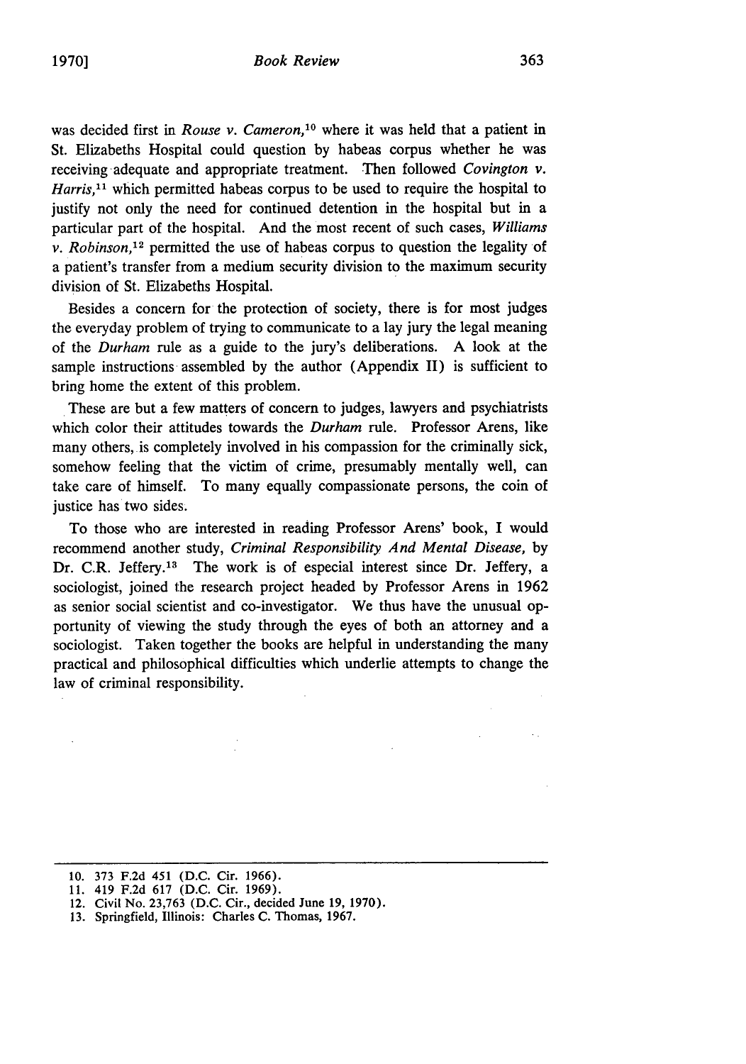was decided first in *Rouse v. Cameron*,[10] where it was held that a patient in St. Elizabeths Hospital could question by habeas corpus whether he was receiving adequate and appropriate treatment. Then followed *Covington v. Harris*,[11] which permitted habeas corpus to be used to require the hospital to justify not only the need for continued detention in the hospital but in a particular part of the hospital. And the most recent of such cases, *Williams v. Robinson*,[12] permitted the use of habeas corpus to question the legality of a patient's transfer from a medium security division to the maximum security division of St. Elizabeths Hospital.

Besides a concern for the protection of society, there is for most judges the everyday problem of trying to communicate to a lay jury the legal meaning of the *Durham* rule as a guide to the jury's deliberations. A look at the sample instructions assembled by the author (Appendix II) is sufficient to bring home the extent of this problem.

These are but a few matters of concern to judges, lawyers and psychiatrists which color their attitudes towards the *Durham* rule. Professor Arens, like many others, is completely involved in his compassion for the criminally sick, somehow feeling that the victim of crime, presumably mentally well, can take care of himself. To many equally compassionate persons, the coin of justice has two sides.

To those who are interested in reading Professor Arens' book, I would recommend another study, *Criminal Responsibility And Mental Disease*, by Dr. C.R. Jeffery.[13] The work is of especial interest since Dr. Jeffery, a sociologist, joined the research project headed by Professor Arens in 1962 as senior social scientist and co-investigator. We thus have the unusual opportunity of viewing the study through the eyes of both an attorney and a sociologist. Taken together the books are helpful in understanding the many practical and philosophical difficulties which underlie attempts to change the law of criminal responsibility.

---

10. 373 F.2d 451 (D.C. Cir. 1966).
11. 419 F.2d 617 (D.C. Cir. 1969).
12. Civil No. 23,763 (D.C. Cir., decided June 19, 1970).
13. Springfield, Illinois: Charles C. Thomas, 1967.